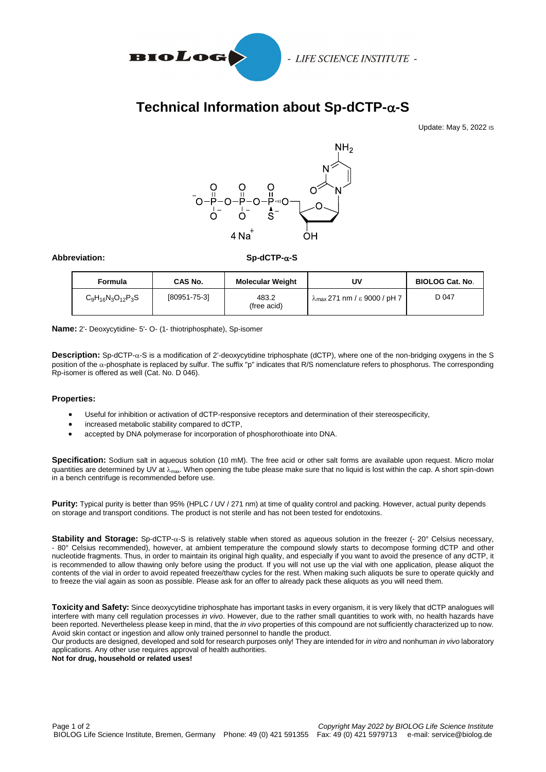# Technical Information about Sp-dCTP-α-S

Update: May 5, 2022 IS

**Abbreviation:** **Sp-dCTP-α-S**

| Formula | CAS No. | Molecular Weight | UV | BIOLOG Cat. No. |
|---|---|---|---|---|
| $C_9H_{16}N_3O_{12}P_3S$ | [80951-75-3] | 483.2 (free acid) | $\lambda_{max}$ 271 nm / ε 9000 / pH 7 | D 047 |

**Name:** 2'- Deoxycytidine- 5'- O- (1- thiotriphosphate), Sp-isomer

**Description:** Sp-dCTP-α-S is a modification of 2'-deoxycytidine triphosphate (dCTP), where one of the non-bridging oxygens in the S position of the α-phosphate is replaced by sulfur. The suffix "p" indicates that R/S nomenclature refers to phosphorus. The corresponding Rp-isomer is offered as well (Cat. No. D 046).

**Properties:**

- Useful for inhibition or activation of dCTP-responsive receptors and determination of their stereospecificity,
- increased metabolic stability compared to dCTP,
- accepted by DNA polymerase for incorporation of phosphorothioate into DNA.

**Specification:** Sodium salt in aqueous solution (10 mM). The free acid or other salt forms are available upon request. Micro molar quantities are determined by UV at $\lambda_{max}$. When opening the tube please make sure that no liquid is lost within the cap. A short spin-down in a bench centrifuge is recommended before use.

**Purity:** Typical purity is better than 95% (HPLC / UV / 271 nm) at time of quality control and packing. However, actual purity depends on storage and transport conditions. The product is not sterile and has not been tested for endotoxins.

**Stability and Storage:** Sp-dCTP-α-S is relatively stable when stored as aqueous solution in the freezer (- 20° Celsius necessary, - 80° Celsius recommended), however, at ambient temperature the compound slowly starts to decompose forming dCTP and other nucleotide fragments. Thus, in order to maintain its original high quality, and especially if you want to avoid the presence of any dCTP, it is recommended to allow thawing only before using the product. If you will not use up the vial with one application, please aliquot the contents of the vial in order to avoid repeated freeze/thaw cycles for the rest. When making such aliquots be sure to operate quickly and to freeze the vial again as soon as possible. Please ask for an offer to already pack these aliquots as you will need them.

**Toxicity and Safety:** Since deoxycytidine triphosphate has important tasks in every organism, it is very likely that dCTP analogues will interfere with many cell regulation processes *in vivo*. However, due to the rather small quantities to work with, no health hazards have been reported. Nevertheless please keep in mind, that the *in vivo* properties of this compound are not sufficiently characterized up to now. Avoid skin contact or ingestion and allow only trained personnel to handle the product.
Our products are designed, developed and sold for research purposes only! They are intended for *in vitro* and nonhuman *in vivo* laboratory applications. Any other use requires approval of health authorities.
**Not for drug, household or related uses!**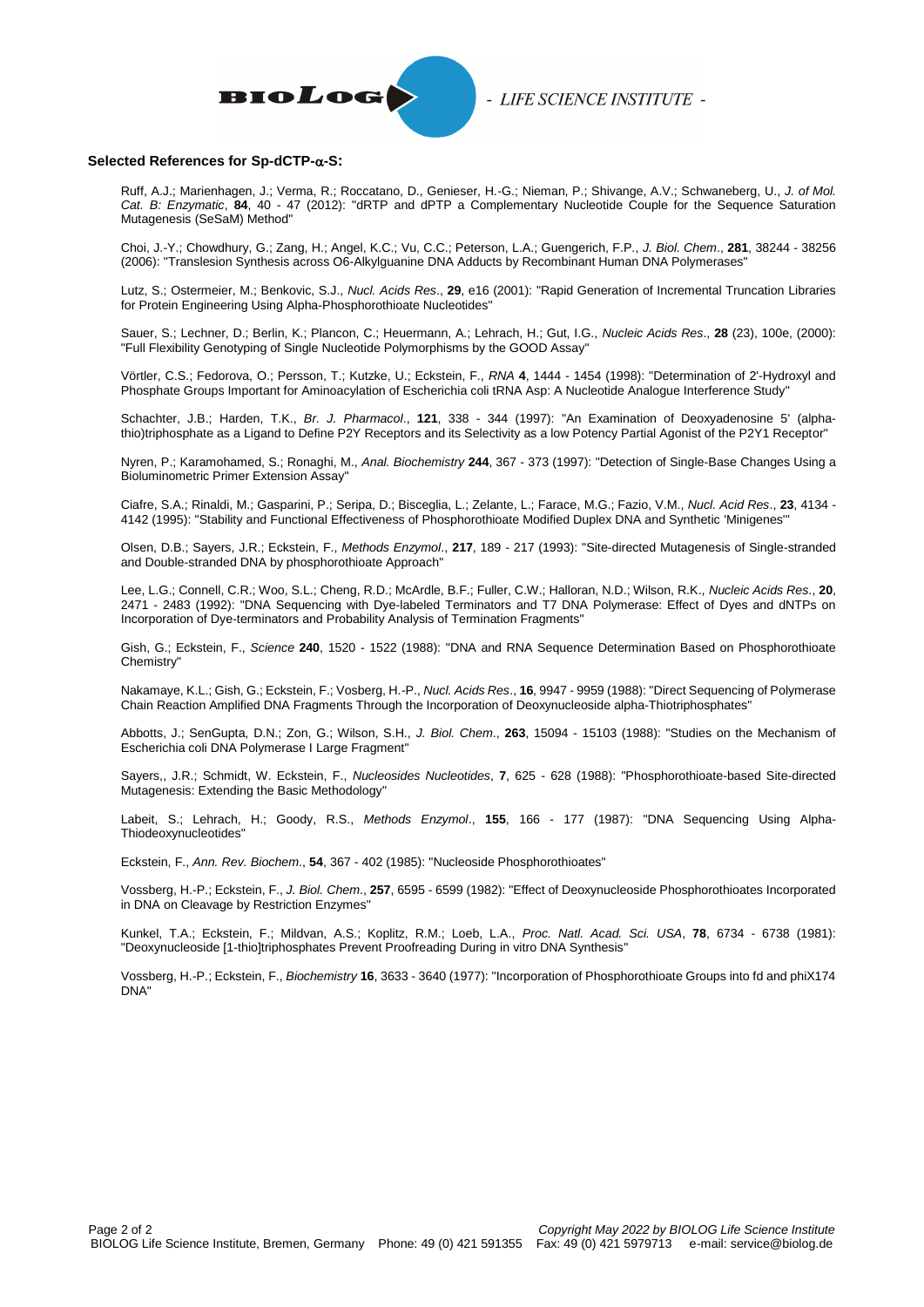**Selected References for Sp-dCTP-α-S:**

Ruff, A.J.; Marienhagen, J.; Verma, R.; Roccatano, D., Genieser, H.-G.; Nieman, P.; Shivange, A.V.; Schwaneberg, U., *J. of Mol. Cat. B: Enzymatic*, **84**, 40 - 47 (2012): "dRTP and dPTP a Complementary Nucleotide Couple for the Sequence Saturation Mutagenesis (SeSaM) Method"

Choi, J.-Y.; Chowdhury, G.; Zang, H.; Angel, K.C.; Vu, C.C.; Peterson, L.A.; Guengerich, F.P., *J. Biol. Chem*., **281**, 38244 - 38256 (2006): "Translesion Synthesis across O6-Alkylguanine DNA Adducts by Recombinant Human DNA Polymerases"

Lutz, S.; Ostermeier, M.; Benkovic, S.J., *Nucl. Acids Res*., **29**, e16 (2001): "Rapid Generation of Incremental Truncation Libraries for Protein Engineering Using Alpha-Phosphorothioate Nucleotides"

Sauer, S.; Lechner, D.; Berlin, K.; Plancon, C.; Heuermann, A.; Lehrach, H.; Gut, I.G., *Nucleic Acids Res*., **28** (23), 100e, (2000): "Full Flexibility Genotyping of Single Nucleotide Polymorphisms by the GOOD Assay"

Vörtler, C.S.; Fedorova, O.; Persson, T.; Kutzke, U.; Eckstein, F., *RNA* **4**, 1444 - 1454 (1998): "Determination of 2'-Hydroxyl and Phosphate Groups Important for Aminoacylation of Escherichia coli tRNA Asp: A Nucleotide Analogue Interference Study"

Schachter, J.B.; Harden, T.K., *Br. J. Pharmacol*., **121**, 338 - 344 (1997): "An Examination of Deoxyadenosine 5' (alpha-thio)triphosphate as a Ligand to Define P2Y Receptors and its Selectivity as a low Potency Partial Agonist of the P2Y1 Receptor"

Nyren, P.; Karamohamed, S.; Ronaghi, M., *Anal. Biochemistry* **244**, 367 - 373 (1997): "Detection of Single-Base Changes Using a Bioluminometric Primer Extension Assay"

Ciafre, S.A.; Rinaldi, M.; Gasparini, P.; Seripa, D.; Bisceglia, L.; Zelante, L.; Farace, M.G.; Fazio, V.M., *Nucl. Acid Res*., **23**, 4134 - 4142 (1995): "Stability and Functional Effectiveness of Phosphorothioate Modified Duplex DNA and Synthetic 'Minigenes'"

Olsen, D.B.; Sayers, J.R.; Eckstein, F., *Methods Enzymol*., **217**, 189 - 217 (1993): "Site-directed Mutagenesis of Single-stranded and Double-stranded DNA by phosphorothioate Approach"

Lee, L.G.; Connell, C.R.; Woo, S.L.; Cheng, R.D.; McArdle, B.F.; Fuller, C.W.; Halloran, N.D.; Wilson, R.K., *Nucleic Acids Res*., **20**, 2471 - 2483 (1992): "DNA Sequencing with Dye-labeled Terminators and T7 DNA Polymerase: Effect of Dyes and dNTPs on Incorporation of Dye-terminators and Probability Analysis of Termination Fragments"

Gish, G.; Eckstein, F., *Science* **240**, 1520 - 1522 (1988): "DNA and RNA Sequence Determination Based on Phosphorothioate Chemistry"

Nakamaye, K.L.; Gish, G.; Eckstein, F.; Vosberg, H.-P., *Nucl. Acids Res*., **16**, 9947 - 9959 (1988): "Direct Sequencing of Polymerase Chain Reaction Amplified DNA Fragments Through the Incorporation of Deoxynucleoside alpha-Thiotriphosphates"

Abbotts, J.; SenGupta, D.N.; Zon, G.; Wilson, S.H., *J. Biol. Chem*., **263**, 15094 - 15103 (1988): "Studies on the Mechanism of Escherichia coli DNA Polymerase I Large Fragment"

Sayers,, J.R.; Schmidt, W. Eckstein, F., *Nucleosides Nucleotides*, **7**, 625 - 628 (1988): "Phosphorothioate-based Site-directed Mutagenesis: Extending the Basic Methodology"

Labeit, S.; Lehrach, H.; Goody, R.S., *Methods Enzymol*., **155**, 166 - 177 (1987): "DNA Sequencing Using Alpha-Thiodeoxynucleotides"

Eckstein, F., *Ann. Rev. Biochem*., **54**, 367 - 402 (1985): "Nucleoside Phosphorothioates"

Vossberg, H.-P.; Eckstein, F., *J. Biol. Chem*., **257**, 6595 - 6599 (1982): "Effect of Deoxynucleoside Phosphorothioates Incorporated in DNA on Cleavage by Restriction Enzymes"

Kunkel, T.A.; Eckstein, F.; Mildvan, A.S.; Koplitz, R.M.; Loeb, L.A., *Proc. Natl. Acad. Sci. USA*, **78**, 6734 - 6738 (1981): "Deoxynucleoside [1-thio]triphosphates Prevent Proofreading During in vitro DNA Synthesis"

Vossberg, H.-P.; Eckstein, F., *Biochemistry* **16**, 3633 - 3640 (1977): "Incorporation of Phosphorothioate Groups into fd and phiX174 DNA"